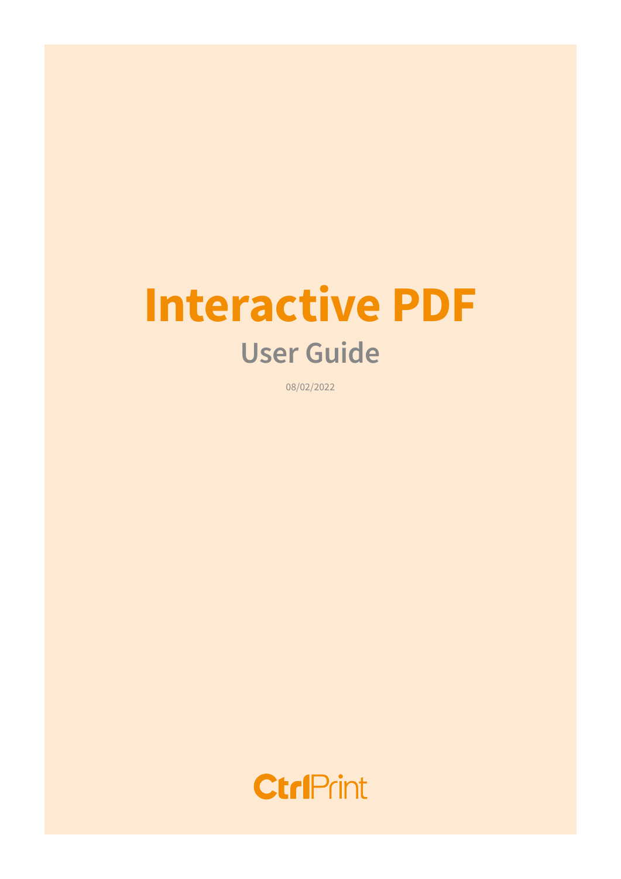# Interactive PDF

## User Guide

08/02/2022

CtrlPrint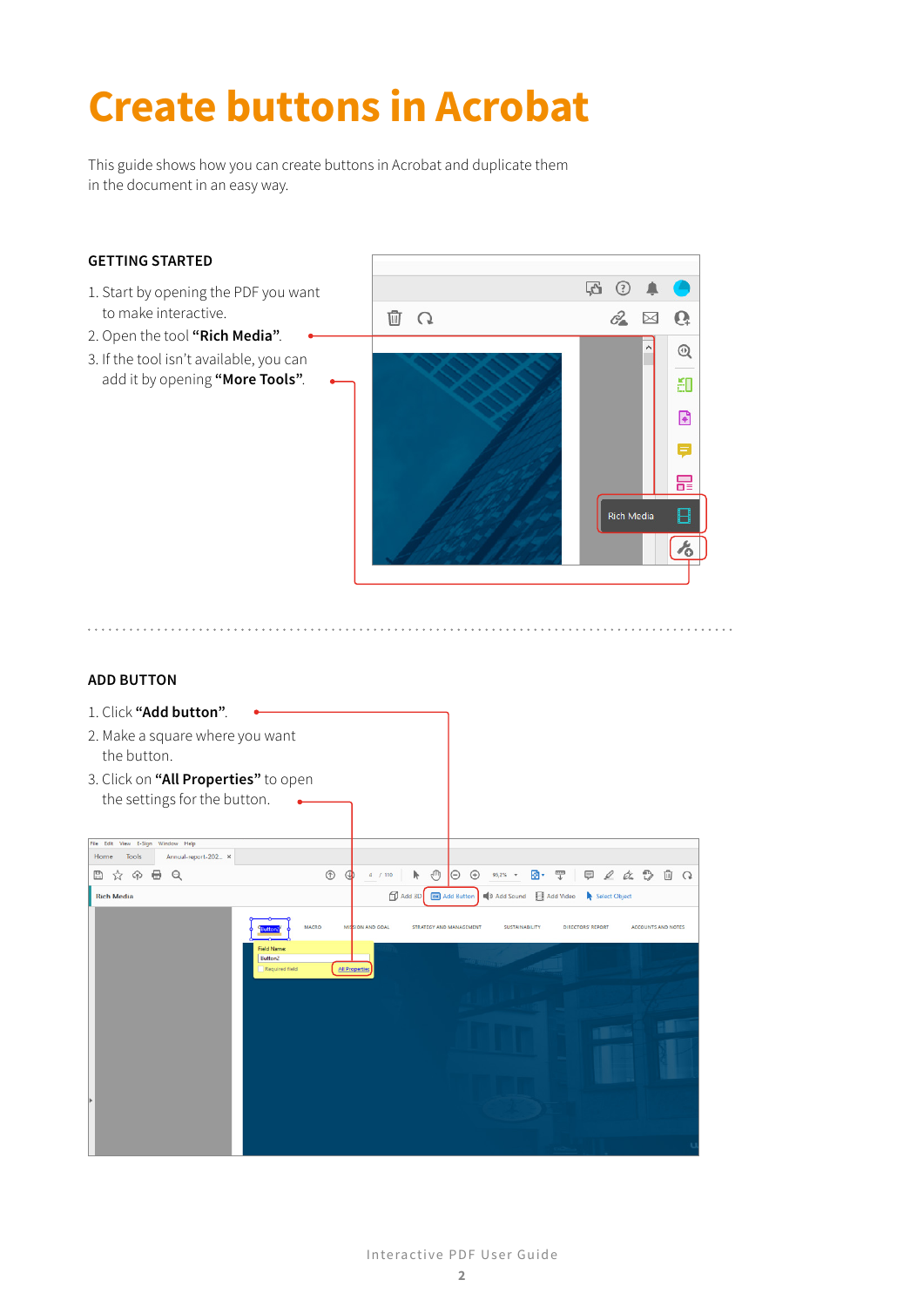# Create buttons in Acrobat

This guide shows how you can create buttons in Acrobat and duplicate them in the document in an easy way.

## GETTING STARTED

1. Start by opening the PDF you want to make interactive.
2. Open the tool **"Rich Media"**.
3. If the tool isn't available, you can add it by opening **"More Tools"**.

## ADD BUTTON

1. Click **"Add button"**.
2. Make a square where you want the button.
3. Click on **"All Properties"** to open the settings for the button.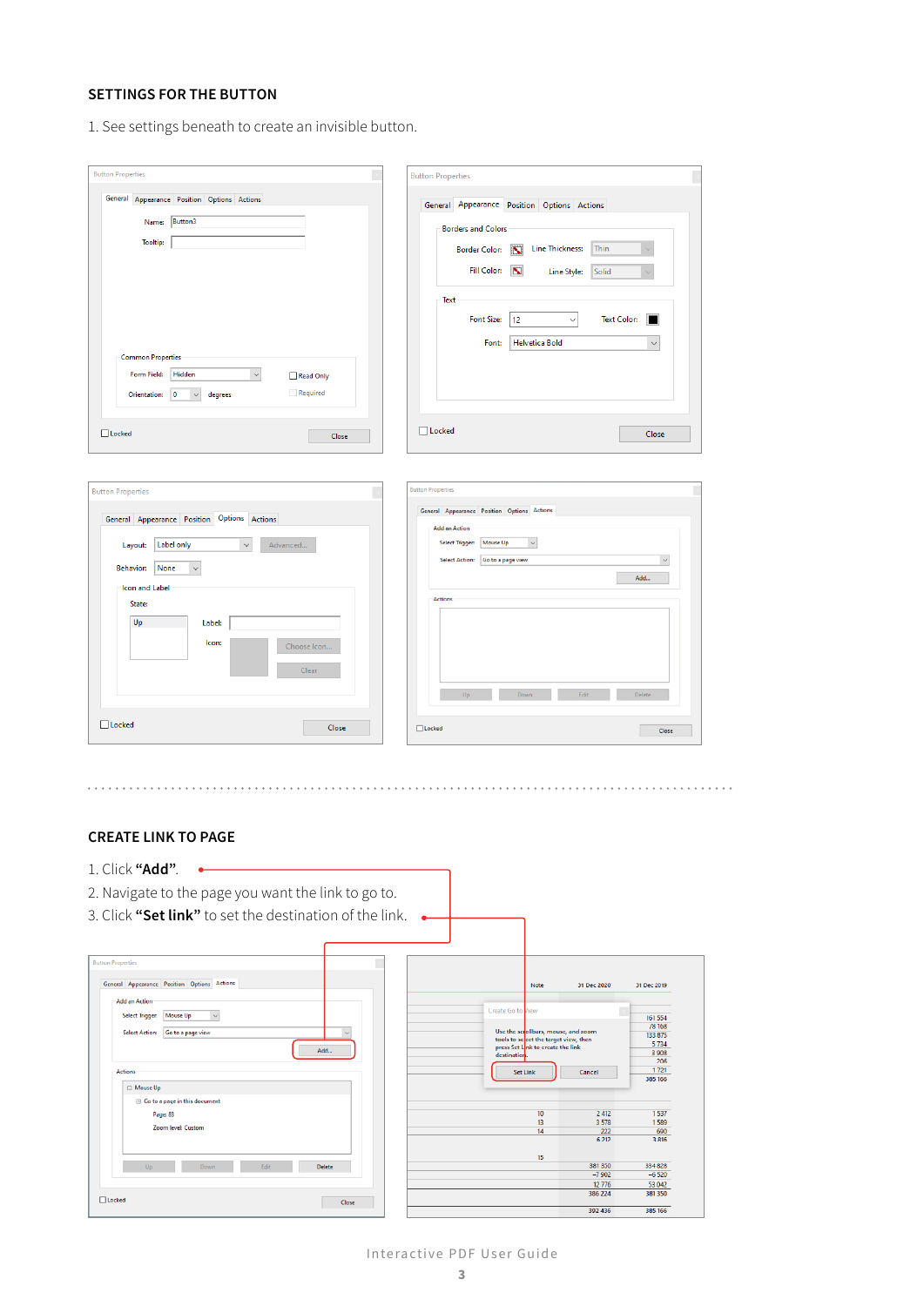## SETTINGS FOR THE BUTTON

1. See settings beneath to create an invisible button.

## CREATE LINK TO PAGE

1. Click **"Add"**.
2. Navigate to the page you want the link to go to.
3. Click **"Set link"** to set the destination of the link.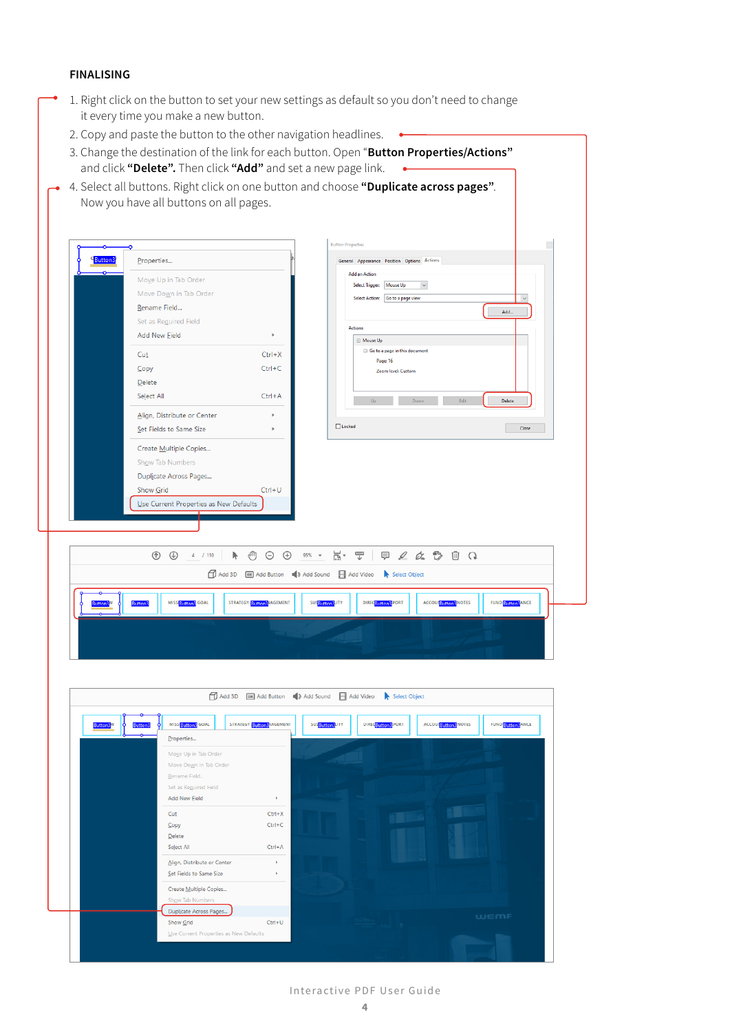## FINALISING

1. Right click on the button to set your new settings as default so you don't need to change it every time you make a new button.
2. Copy and paste the button to the other navigation headlines.
3. Change the destination of the link for each button. Open "**Button Properties/Actions**" and click **"Delete".** Then click **"Add"** and set a new page link.
4. Select all buttons. Right click on one button and choose **"Duplicate across pages"**. Now you have all buttons on all pages.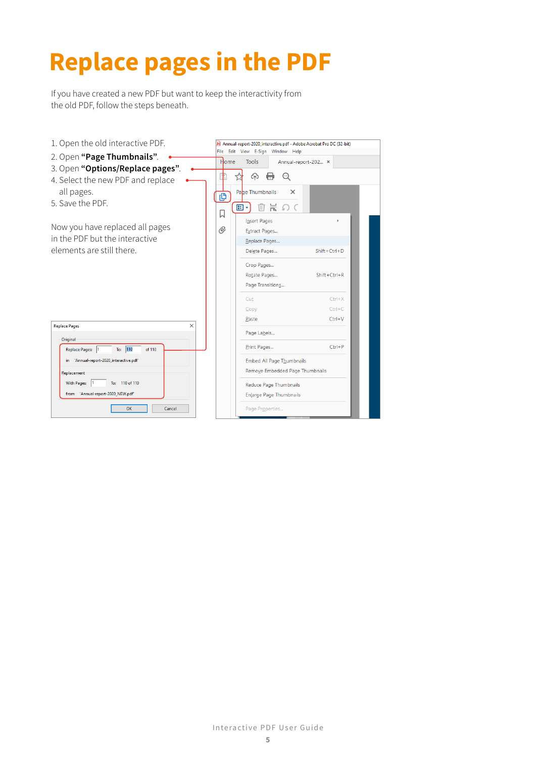# Replace pages in the PDF

If you have created a new PDF but want to keep the interactivity from the old PDF, follow the steps beneath.

1. Open the old interactive PDF.
2. Open **"Page Thumbnails"**.
3. Open **"Options/Replace pages"**.
4. Select the new PDF and replace all pages.
5. Save the PDF.

Now you have replaced all pages in the PDF but the interactive elements are still there.